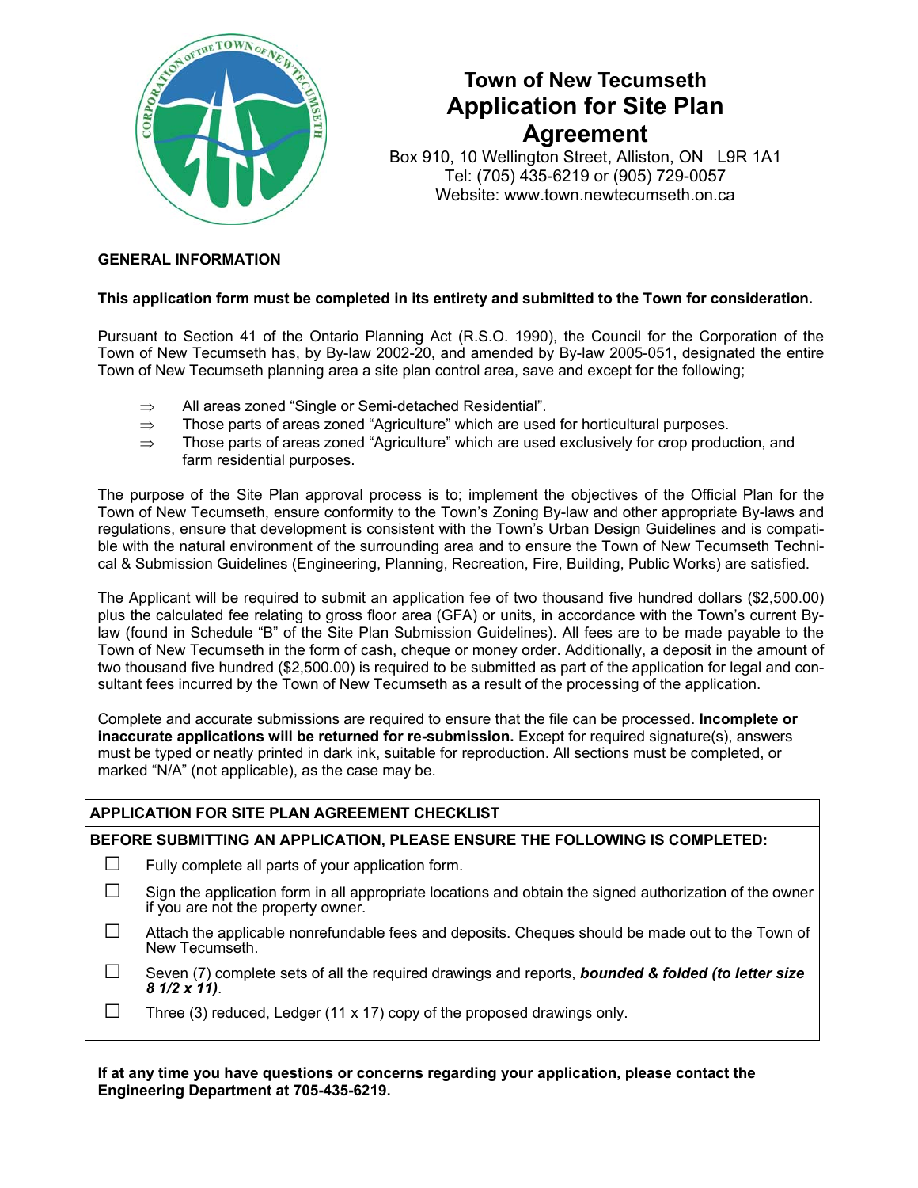# Town of New Tecumseth
# Application for Site Plan Agreement

Box 910, 10 Wellington Street, Alliston, ON L9R 1A1
Tel: (705) 435-6219 or (905) 729-0057
Website: www.town.newtecumseth.on.ca

## GENERAL INFORMATION

**This application form must be completed in its entirety and submitted to the Town for consideration.**

Pursuant to Section 41 of the Ontario Planning Act (R.S.O. 1990), the Council for the Corporation of the Town of New Tecumseth has, by By-law 2002-20, and amended by By-law 2005-051, designated the entire Town of New Tecumseth planning area a site plan control area, save and except for the following;

- ⇒ All areas zoned "Single or Semi-detached Residential".
- ⇒ Those parts of areas zoned "Agriculture" which are used for horticultural purposes.
- ⇒ Those parts of areas zoned "Agriculture" which are used exclusively for crop production, and farm residential purposes.

The purpose of the Site Plan approval process is to; implement the objectives of the Official Plan for the Town of New Tecumseth, ensure conformity to the Town's Zoning By-law and other appropriate By-laws and regulations, ensure that development is consistent with the Town's Urban Design Guidelines and is compatible with the natural environment of the surrounding area and to ensure the Town of New Tecumseth Technical & Submission Guidelines (Engineering, Planning, Recreation, Fire, Building, Public Works) are satisfied.

The Applicant will be required to submit an application fee of two thousand five hundred dollars ($2,500.00) plus the calculated fee relating to gross floor area (GFA) or units, in accordance with the Town's current By-law (found in Schedule "B" of the Site Plan Submission Guidelines). All fees are to be made payable to the Town of New Tecumseth in the form of cash, cheque or money order. Additionally, a deposit in the amount of two thousand five hundred ($2,500.00) is required to be submitted as part of the application for legal and consultant fees incurred by the Town of New Tecumseth as a result of the processing of the application.

Complete and accurate submissions are required to ensure that the file can be processed. **Incomplete or inaccurate applications will be returned for re-submission.** Except for required signature(s), answers must be typed or neatly printed in dark ink, suitable for reproduction. All sections must be completed, or marked "N/A" (not applicable), as the case may be.

**APPLICATION FOR SITE PLAN AGREEMENT CHECKLIST**

**BEFORE SUBMITTING AN APPLICATION, PLEASE ENSURE THE FOLLOWING IS COMPLETED:**

- ☐ Fully complete all parts of your application form.
- ☐ Sign the application form in all appropriate locations and obtain the signed authorization of the owner if you are not the property owner.
- ☐ Attach the applicable nonrefundable fees and deposits. Cheques should be made out to the Town of New Tecumseth.
- ☐ Seven (7) complete sets of all the required drawings and reports, ***bounded & folded (to letter size 8 1/2 x 11)***.
- ☐ Three (3) reduced, Ledger (11 x 17) copy of the proposed drawings only.

**If at any time you have questions or concerns regarding your application, please contact the Engineering Department at 705-435-6219.**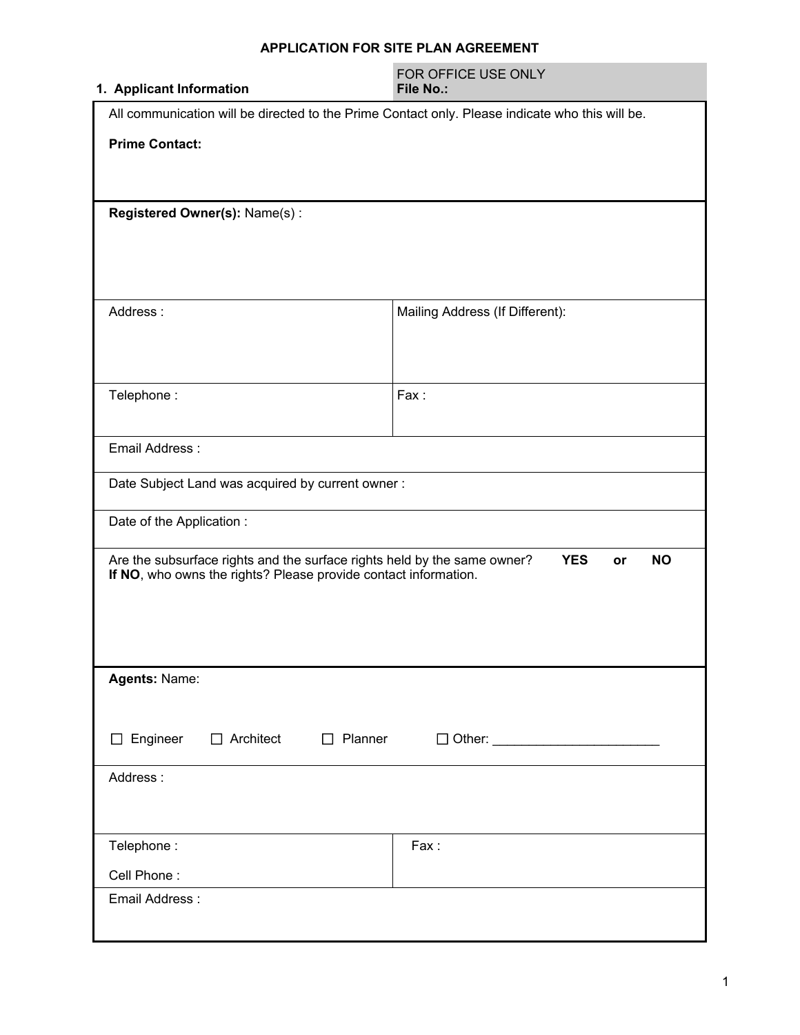## APPLICATION FOR SITE PLAN AGREEMENT

| 1. Applicant Information | FOR OFFICE USE ONLY **File No.:** |
|---|---|

All communication will be directed to the Prime Contact only. Please indicate who this will be.

**Prime Contact:**

| | |
|---|---|
| **Registered Owner(s):** Name(s) : | |
| Address : | Mailing Address (If Different): |
| Telephone : | Fax : |
| Email Address : | |
| Date Subject Land was acquired by current owner : | |
| Date of the Application : | |

Are the subsurface rights and the surface rights held by the same owner? **YES** or **NO**
**If NO**, who owns the rights? Please provide contact information.

| | |
|---|---|
| **Agents:** Name: ☐ Engineer ☐ Architect ☐ Planner ☐ Other: ______________________ | |
| Address : | |
| Telephone : Cell Phone : | Fax : |
| Email Address : | |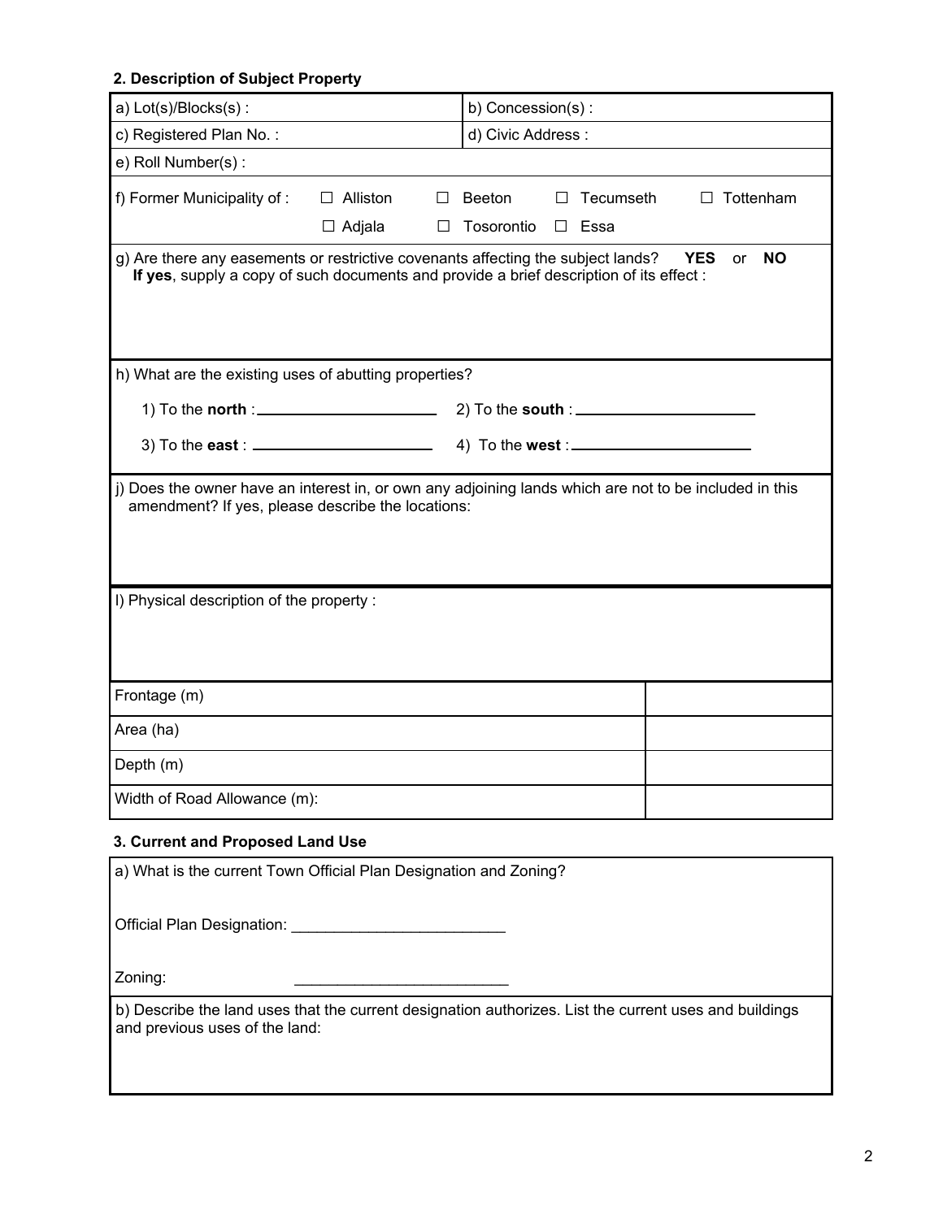### 2. Description of Subject Property

| a) Lot(s)/Blocks(s) : | b) Concession(s) : |
|---|---|
| c) Registered Plan No. : | d) Civic Address : |
| e) Roll Number(s) : | |

f) Former Municipality of : ☐ Alliston ☐ Beeton ☐ Tecumseth ☐ Tottenham ☐ Adjala ☐ Tosorontio ☐ Essa

g) Are there any easements or restrictive covenants affecting the subject lands? **YES** or **NO**
**If yes**, supply a copy of such documents and provide a brief description of its effect :

h) What are the existing uses of abutting properties?

1) To the **north** : ____________________ 2) To the **south** : ____________________

3) To the **east** : ____________________ 4) To the **west** : ____________________

j) Does the owner have an interest in, or own any adjoining lands which are not to be included in this amendment? If yes, please describe the locations:

l) Physical description of the property :

| | |
|---|---|
| Frontage (m) | |
| Area (ha) | |
| Depth (m) | |
| Width of Road Allowance (m): | |

### 3. Current and Proposed Land Use

a) What is the current Town Official Plan Designation and Zoning?

Official Plan Designation: ________________________

Zoning: ________________________

b) Describe the land uses that the current designation authorizes. List the current uses and buildings and previous uses of the land: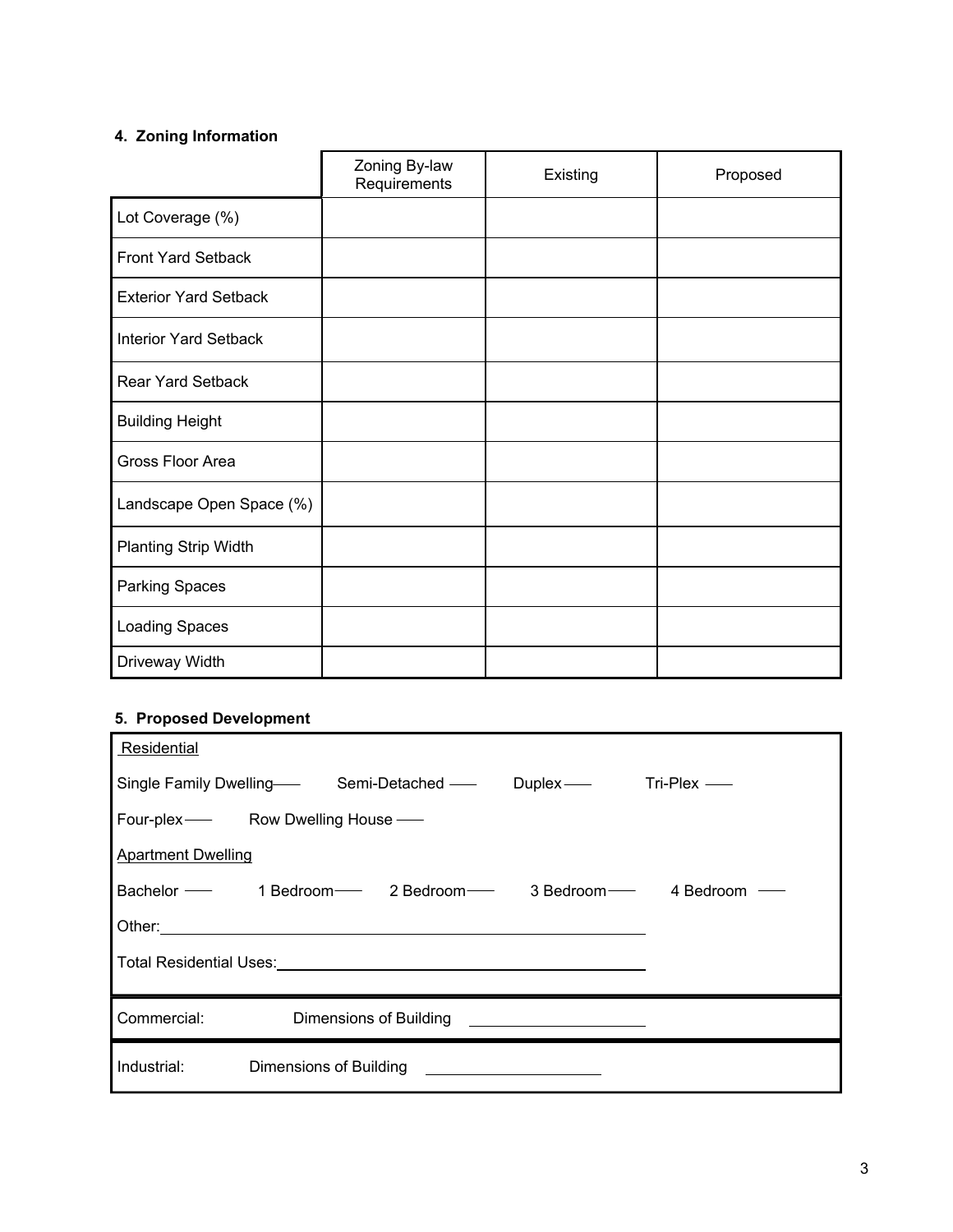### 4. Zoning Information

| | Zoning By-law Requirements | Existing | Proposed |
|---|---|---|---|
| Lot Coverage (%) | | | |
| Front Yard Setback | | | |
| Exterior Yard Setback | | | |
| Interior Yard Setback | | | |
| Rear Yard Setback | | | |
| Building Height | | | |
| Gross Floor Area | | | |
| Landscape Open Space (%) | | | |
| Planting Strip Width | | | |
| Parking Spaces | | | |
| Loading Spaces | | | |
| Driveway Width | | | |

### 5. Proposed Development

Residential

Single Family Dwelling\_\_\_\_ Semi-Detached \_\_\_\_ Duplex \_\_\_\_ Tri-Plex \_\_\_\_

Four-plex \_\_\_\_ Row Dwelling House \_\_\_\_

Apartment Dwelling

Bachelor \_\_\_\_ 1 Bedroom \_\_\_\_ 2 Bedroom \_\_\_\_ 3 Bedroom \_\_\_\_ 4 Bedroom \_\_\_\_

Other: \_\_\_\_\_\_\_\_\_\_\_\_\_\_\_\_\_\_\_\_\_\_\_\_\_\_\_\_\_\_\_\_\_\_\_\_\_\_\_\_

Total Residential Uses: \_\_\_\_\_\_\_\_\_\_\_\_\_\_\_\_\_\_\_\_\_\_\_\_\_\_\_\_\_\_\_\_

Commercial: Dimensions of Building \_\_\_\_\_\_\_\_\_\_\_\_\_\_\_\_\_\_\_\_

Industrial: Dimensions of Building \_\_\_\_\_\_\_\_\_\_\_\_\_\_\_\_\_\_\_\_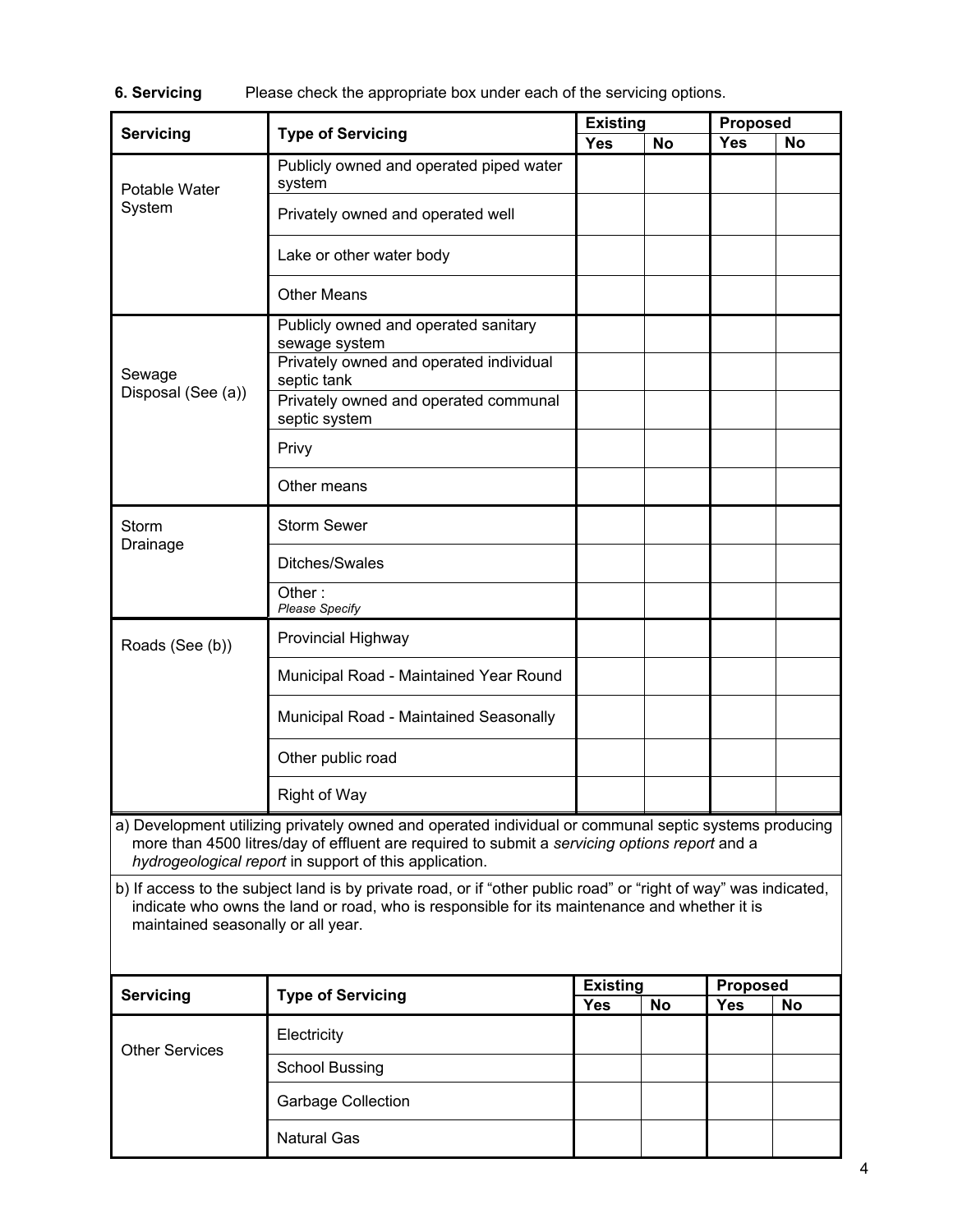**6. Servicing** Please check the appropriate box under each of the servicing options.

| Servicing | Type of Servicing | Existing | | Proposed | |
|---|---|---|---|---|---|
| | | Yes | No | Yes | No |
| Potable Water System | Publicly owned and operated piped water system | | | | |
| | Privately owned and operated well | | | | |
| | Lake or other water body | | | | |
| | Other Means | | | | |
| Sewage Disposal (See (a)) | Publicly owned and operated sanitary sewage system | | | | |
| | Privately owned and operated individual septic tank | | | | |
| | Privately owned and operated communal septic system | | | | |
| | Privy | | | | |
| | Other means | | | | |
| Storm Drainage | Storm Sewer | | | | |
| | Ditches/Swales | | | | |
| | Other : *Please Specify* | | | | |
| Roads (See (b)) | Provincial Highway | | | | |
| | Municipal Road - Maintained Year Round | | | | |
| | Municipal Road - Maintained Seasonally | | | | |
| | Other public road | | | | |
| | Right of Way | | | | |

a) Development utilizing privately owned and operated individual or communal septic systems producing more than 4500 litres/day of effluent are required to submit a *servicing options report* and a *hydrogeological report* in support of this application.

b) If access to the subject land is by private road, or if "other public road" or "right of way" was indicated, indicate who owns the land or road, who is responsible for its maintenance and whether it is maintained seasonally or all year.

| Servicing | Type of Servicing | Existing | | Proposed | |
|---|---|---|---|---|---|
| | | Yes | No | Yes | No |
| Other Services | Electricity | | | | |
| | School Bussing | | | | |
| | Garbage Collection | | | | |
| | Natural Gas | | | | |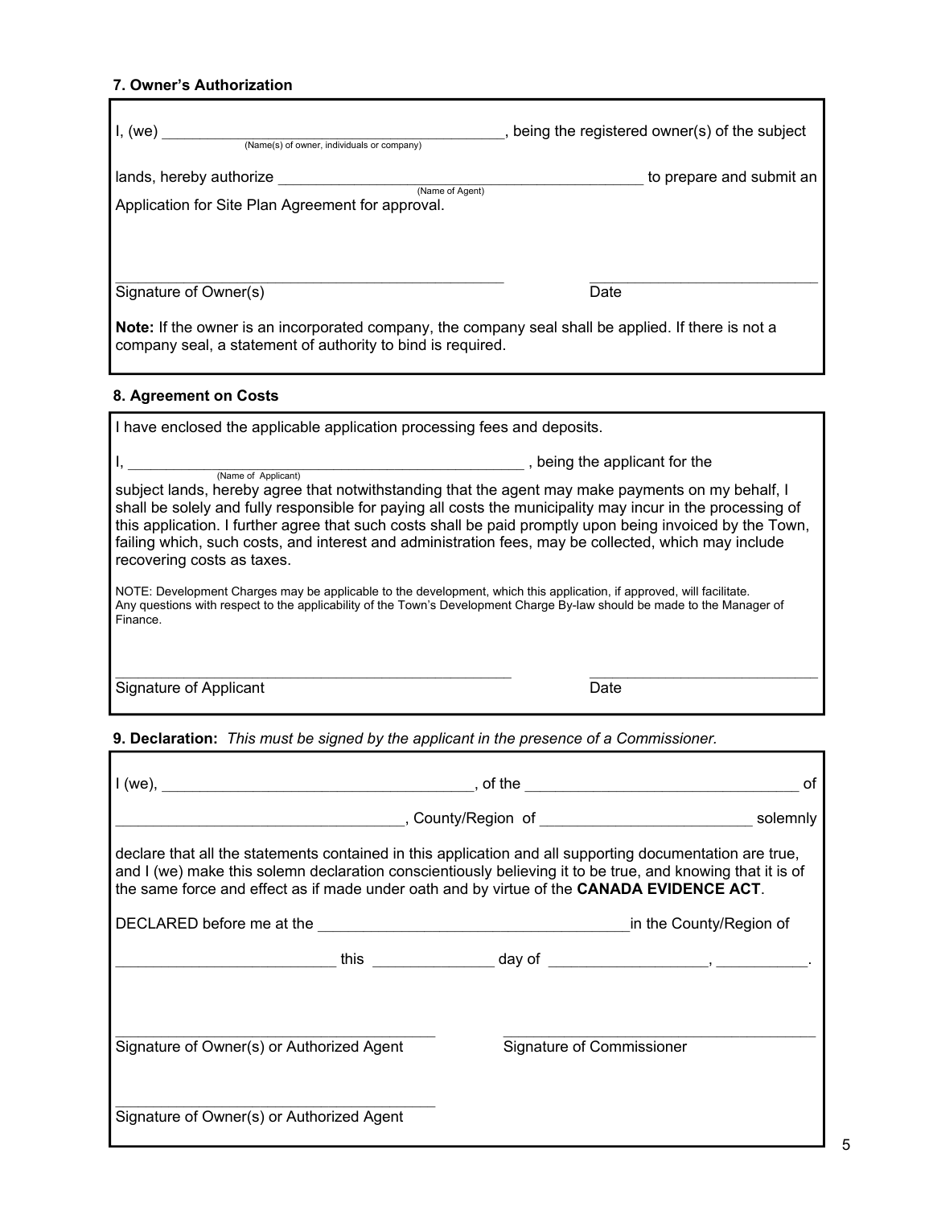### 7. Owner's Authorization

I, (we) ________________________________________, being the registered owner(s) of the subject
(Name(s) of owner, individuals or company)

lands, hereby authorize ________________________________________ to prepare and submit an
(Name of Agent)

Application for Site Plan Agreement for approval.

______________________________________________ ____________________________

Signature of Owner(s) Date

**Note:** If the owner is an incorporated company, the company seal shall be applied. If there is not a company seal, a statement of authority to bind is required.

### 8. Agreement on Costs

I have enclosed the applicable application processing fees and deposits.

I, ________________________________________________ , being the applicant for the
(Name of Applicant)

subject lands, hereby agree that notwithstanding that the agent may make payments on my behalf, I shall be solely and fully responsible for paying all costs the municipality may incur in the processing of this application. I further agree that such costs shall be paid promptly upon being invoiced by the Town, failing which, such costs, and interest and administration fees, may be collected, which may include recovering costs as taxes.

NOTE: Development Charges may be applicable to the development, which this application, if approved, will facilitate. Any questions with respect to the applicability of the Town's Development Charge By-law should be made to the Manager of Finance.

______________________________________________ ____________________________

Signature of Applicant Date

### 9. Declaration: *This must be signed by the applicant in the presence of a Commissioner.*

I (we), ____________________________________, of the ________________________________ of

__________________________________, County/Region of ________________________ solemnly

declare that all the statements contained in this application and all supporting documentation are true, and I (we) make this solemn declaration conscientiously believing it to be true, and knowing that it is of the same force and effect as if made under oath and by virtue of the **CANADA EVIDENCE ACT**.

DECLARED before me at the ____________________________________in the County/Region of

_________________________ this ______________ day of __________________, ___________.

______________________________________ ______________________________________

Signature of Owner(s) or Authorized Agent Signature of Commissioner

______________________________________

Signature of Owner(s) or Authorized Agent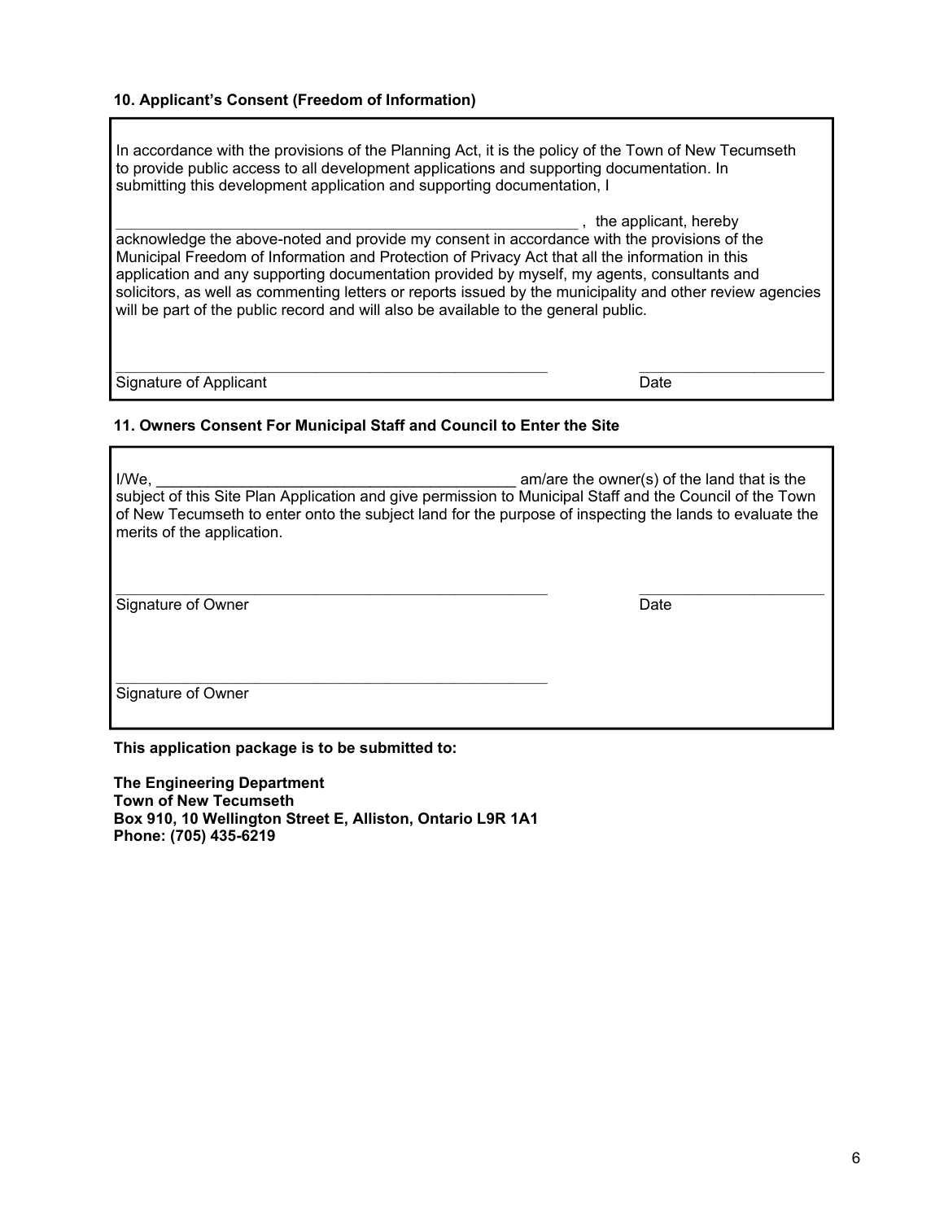### 10. Applicant's Consent (Freedom of Information)

In accordance with the provisions of the Planning Act, it is the policy of the Town of New Tecumseth to provide public access to all development applications and supporting documentation. In submitting this development application and supporting documentation, I

_________________________________________________________ , the applicant, hereby acknowledge the above-noted and provide my consent in accordance with the provisions of the Municipal Freedom of Information and Protection of Privacy Act that all the information in this application and any supporting documentation provided by myself, my agents, consultants and solicitors, as well as commenting letters or reports issued by the municipality and other review agencies will be part of the public record and will also be available to the general public.

_____________________________________________________ Signature of Applicant

______________________ Date

### 11. Owners Consent For Municipal Staff and Council to Enter the Site

I/We, ___________________________________________ am/are the owner(s) of the land that is the subject of this Site Plan Application and give permission to Municipal Staff and the Council of the Town of New Tecumseth to enter onto the subject land for the purpose of inspecting the lands to evaluate the merits of the application.

_____________________________________________________ Signature of Owner

______________________ Date

_____________________________________________________ Signature of Owner

**This application package is to be submitted to:**

**The Engineering Department**
**Town of New Tecumseth**
**Box 910, 10 Wellington Street E, Alliston, Ontario L9R 1A1**
**Phone: (705) 435-6219**